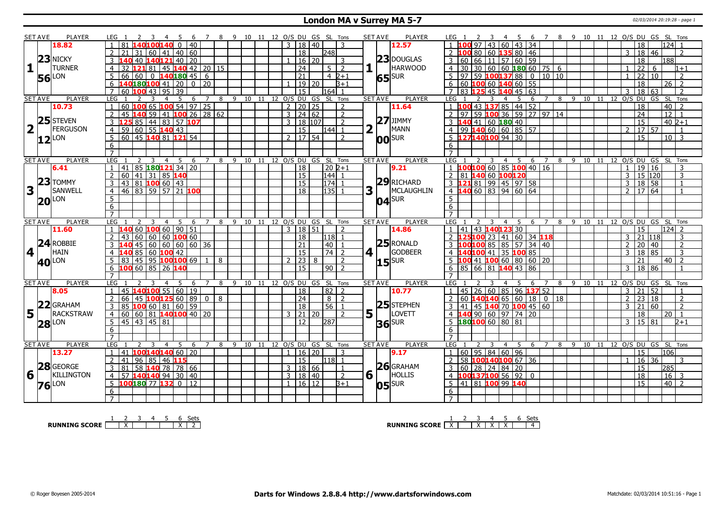# London MA v Surrey MA 5-7

02/03/2014 20:19:28 - page 1

| SET AVE | PLAYER | LEG | 1 | 2 | 3 | 4 | 5 | 6 | 7 | 8 | 9 | 10 | 11 | 12 | O/S | DU | GS | SL | Tons | SET AVE | PLAYER | LEG | 1 | 2 | 3 | 4 | 5 | 6 | 7 | 8 | 9 | 10 | 11 | 12 | O/S | DU | GS | SL | Tons |
|---|---|---|---|---|---|---|---|---|---|---|---|---|---|---|---|---|---|---|---|---|---|---|---|---|---|---|---|---|---|---|---|---|---|---|---|---|---|---|---|
| 18.82 | 1 | 1 | 81 | 140 | 100 | 140 | 0 | 40 | | | | | | | 3 | 18 | 40 | | 3 | 12.57 | 1 | 1 | 100 | 97 | 43 | 60 | 43 | 34 | | | | | | | | 18 | | 124 | 1 |
| 23 | NICKY TURNER | 2 | 21 | 31 | 60 | 41 | 40 | 60 | | | | | | | | 18 | | 248 | | 23 | DOUGLAS HARWOOD | 2 | 100 | 80 | 60 | 135 | 80 | 46 | | | | | | | 3 | 18 | 46 | | 2 |
| | | 3 | 140 | 40 | 140 | 121 | 40 | 20 | | | | | | | 1 | 16 | 20 | | 3 | | | 3 | 60 | 66 | 11 | 57 | 60 | 59 | | | | | | | | 18 | | 188 | |
| | | 4 | 32 | 121 | 81 | 45 | 140 | 42 | 20 | 15 | | | | | | 24 | | 5 | 2 | | | 4 | 30 | 30 | 60 | 60 | 180 | 60 | 75 | 6 | | | | | 1 | 22 | 6 | | 1+1 |
| 56 | LON | 5 | 66 | 60 | 0 | 140 | 180 | 45 | 6 | | | | | | | 21 | | 4 | 2+1 | 65 | SUR | 5 | 97 | 59 | 100 | 137 | 88 | 0 | 10 | 10 | | | | | 1 | 22 | 10 | | 2 |
| | | 6 | 140 | 180 | 100 | 41 | 20 | 0 | 20 | | | | | | 1 | 19 | 20 | | 3+1 | | | 6 | 60 | 100 | 60 | 140 | 60 | 55 | | | | | | | | 18 | | 26 | 2 |
| | | 7 | 60 | 100 | 43 | 95 | 39 | | | | | | | | | 15 | | 164 | 1 | | | 7 | 83 | 125 | 45 | 140 | 45 | 63 | | | | | | | 3 | 18 | 63 | | 2 |
| SET AVE | PLAYER | LEG | 1 | 2 | 3 | 4 | 5 | 6 | 7 | 8 | 9 | 10 | 11 | 12 | O/S | DU | GS | SL | Tons | SET AVE | PLAYER | LEG | 1 | 2 | 3 | 4 | 5 | 6 | 7 | 8 | 9 | 10 | 11 | 12 | O/S | DU | GS | SL | Tons |
| 10.73 | 2 | 1 | 60 | 100 | 65 | 100 | 54 | 97 | 25 | | | | | | 2 | 20 | 25 | | 2 | 11.64 | 2 | 1 | 100 | 43 | 137 | 85 | 44 | 52 | | | | | | | | 18 | | 40 | 2 |
| 25 | STEVEN FERGUSON | 2 | 45 | 140 | 59 | 41 | 100 | 26 | 28 | 62 | | | | | 3 | 24 | 62 | | 2 | 27 | JIMMY MANN | 2 | 97 | 59 | 100 | 36 | 59 | 27 | 97 | 14 | | | | | | 24 | | 12 | 1 |
| | | 3 | 125 | 85 | 44 | 83 | 57 | 107 | | | | | | | 3 | 18 | 107 | | 2 | | | 3 | 140 | 41 | 60 | 180 | 40 | | | | | | | | | 15 | | 40 | 2+1 |
| | | 4 | 59 | 60 | 55 | 140 | 43 | | | | | | | | | 15 | | 144 | 1 | | | 4 | 99 | 140 | 60 | 60 | 85 | 57 | | | | | | | 2 | 17 | 57 | | 1 |
| 12 | LON | 5 | 60 | 45 | 140 | 81 | 121 | 54 | | | | | | | 2 | 17 | 54 | | 2 | 00 | SUR | 5 | 127 | 140 | 100 | 94 | 30 | | | | | | | | | 15 | | 10 | 3 |
| | | 6 | | | | | | | | | | | | | | | | | | | | 6 | | | | | | | | | | | | | | | | | |
| | | 7 | | | | | | | | | | | | | | | | | | | | 7 | | | | | | | | | | | | | | | | | |
| SET AVE | PLAYER | LEG | 1 | 2 | 3 | 4 | 5 | 6 | 7 | 8 | 9 | 10 | 11 | 12 | O/S | DU | GS | SL | Tons | SET AVE | PLAYER | LEG | 1 | 2 | 3 | 4 | 5 | 6 | 7 | 8 | 9 | 10 | 11 | 12 | O/S | DU | GS | SL | Tons |
| 6.41 | 3 | 1 | 41 | 85 | 180 | 121 | 34 | 20 | | | | | | | | 18 | | 20 | 2+1 | 9.21 | 3 | 1 | 100 | 100 | 60 | 85 | 100 | 40 | 16 | | | | | | 1 | 19 | 16 | | 3 |
| 23 | TOMMY SANWELL | 2 | 60 | 41 | 31 | 85 | 140 | | | | | | | | | 15 | | 144 | 1 | 29 | RICHARD MCLAUGHLIN | 2 | 81 | 140 | 60 | 100 | 120 | | | | | | | | 3 | 15 | 120 | | 3 |
| | | 3 | 43 | 81 | 100 | 60 | 43 | | | | | | | | | 15 | | 174 | 1 | | | 3 | 121 | 81 | 99 | 45 | 97 | 58 | | | | | | | 3 | 18 | 58 | | 1 |
| | | 4 | 46 | 83 | 59 | 57 | 21 | 100 | | | | | | | | 18 | | 135 | 1 | | | 4 | 140 | 60 | 83 | 94 | 60 | 64 | | | | | | | 2 | 17 | 64 | | 1 |
| 20 | LON | 5 | | | | | | | | | | | | | | | | | | 04 | SUR | 5 | | | | | | | | | | | | | | | | | |
| | | 6 | | | | | | | | | | | | | | | | | | | | 6 | | | | | | | | | | | | | | | | | |
| | | 7 | | | | | | | | | | | | | | | | | | | | 7 | | | | | | | | | | | | | | | | | |
| SET AVE | PLAYER | LEG | 1 | 2 | 3 | 4 | 5 | 6 | 7 | 8 | 9 | 10 | 11 | 12 | O/S | DU | GS | SL | Tons | SET AVE | PLAYER | LEG | 1 | 2 | 3 | 4 | 5 | 6 | 7 | 8 | 9 | 10 | 11 | 12 | O/S | DU | GS | SL | Tons |
| 11.60 | 4 | 1 | 140 | 60 | 100 | 60 | 90 | 51 | | | | | | | 3 | 18 | 51 | | 2 | 14.86 | 4 | 1 | 41 | 43 | 140 | 123 | 30 | | | | | | | | | 15 | | 124 | 2 |
| 24 | ROBBIE HAIN | 2 | 43 | 60 | 60 | 60 | 100 | 60 | | | | | | | | 18 | | 118 | 1 | 25 | RONALD GODBEER | 2 | 125 | 100 | 23 | 41 | 60 | 34 | 118 | | | | | | 3 | 21 | 118 | | 3 |
| | | 3 | 140 | 45 | 60 | 60 | 60 | 60 | 36 | | | | | | | 21 | | 40 | 1 | | | 3 | 100 | 100 | 85 | 85 | 57 | 34 | 40 | | | | | | 2 | 20 | 40 | | 2 |
| | | 4 | 140 | 85 | 60 | 100 | 42 | | | | | | | | | 15 | | 74 | 2 | | | 4 | 140 | 100 | 41 | 35 | 100 | 85 | | | | | | | 3 | 18 | 85 | | 3 |
| 40 | LON | 5 | 83 | 45 | 95 | 100 | 100 | 69 | 1 | 8 | | | | | 2 | 23 | 8 | | 2 | 15 | SUR | 5 | 100 | 41 | 100 | 60 | 80 | 60 | 20 | | | | | | | 21 | | 40 | 2 |
| | | 6 | 100 | 60 | 85 | 26 | 140 | | | | | | | | | 15 | | 90 | 2 | | | 6 | 85 | 66 | 81 | 140 | 43 | 86 | | | | | | | 3 | 18 | 86 | | 1 |
| | | 7 | | | | | | | | | | | | | | | | | | | | 7 | | | | | | | | | | | | | | | | | |
| SET AVE | PLAYER | LEG | 1 | 2 | 3 | 4 | 5 | 6 | 7 | 8 | 9 | 10 | 11 | 12 | O/S | DU | GS | SL | Tons | SET AVE | PLAYER | LEG | 1 | 2 | 3 | 4 | 5 | 6 | 7 | 8 | 9 | 10 | 11 | 12 | O/S | DU | GS | SL | Tons |
| 8.05 | 5 | 1 | 45 | 140 | 100 | 55 | 60 | 19 | | | | | | | | 18 | | 82 | 2 | 10.77 | 5 | 1 | 45 | 26 | 60 | 85 | 96 | 137 | 52 | | | | | | 3 | 21 | 52 | | 1 |
| 22 | GRAHAM RACKSTRAW | 2 | 66 | 45 | 100 | 125 | 60 | 89 | 0 | 8 | | | | | | 24 | | 8 | 2 | 25 | STEPHEN LOVETT | 2 | 60 | 140 | 140 | 65 | 60 | 18 | 0 | 18 | | | | | 2 | 23 | 18 | | 2 |
| | | 3 | 85 | 100 | 60 | 81 | 60 | 59 | | | | | | | | 18 | | 56 | 1 | | | 3 | 41 | 45 | 140 | 70 | 100 | 45 | 60 | | | | | | 3 | 21 | 60 | | 2 |
| | | 4 | 60 | 60 | 81 | 140 | 100 | 40 | 20 | | | | | | 3 | 21 | 20 | | 2 | | | 4 | 140 | 90 | 60 | 97 | 74 | 20 | | | | | | | | 18 | | 20 | 1 |
| 28 | LON | 5 | 45 | 43 | 45 | 81 | | | | | | | | | | 12 | | 287 | | 36 | SUR | 5 | 180 | 100 | 60 | 80 | 81 | | | | | | | | 3 | 15 | 81 | | 2+1 |
| | | 6 | | | | | | | | | | | | | | | | | | | | 6 | | | | | | | | | | | | | | | | | |
| | | 7 | | | | | | | | | | | | | | | | | | | | 7 | | | | | | | | | | | | | | | | | |
| SET AVE | PLAYER | LEG | 1 | 2 | 3 | 4 | 5 | 6 | 7 | 8 | 9 | 10 | 11 | 12 | O/S | DU | GS | SL | Tons | SET AVE | PLAYER | LEG | 1 | 2 | 3 | 4 | 5 | 6 | 7 | 8 | 9 | 10 | 11 | 12 | O/S | DU | GS | SL | Tons |
| 13.27 | 6 | 1 | 41 | 100 | 140 | 140 | 60 | 20 | | | | | | | 1 | 16 | 20 | | 3 | 9.17 | 6 | 1 | 60 | 95 | 84 | 60 | 96 | | | | | | | | | 15 | | 106 | |
| 28 | GEORGE KILLINGTON | 2 | 41 | 96 | 85 | 46 | 115 | | | | | | | | | 15 | | 118 | 1 | 26 | GRAHAM HOLLIS | 2 | 58 | 100 | 140 | 100 | 67 | 36 | | | | | | | 1 | 16 | 36 | | 3 |
| | | 3 | 81 | 58 | 140 | 78 | 78 | 66 | | | | | | | 3 | 18 | 66 | | 1 | | | 3 | 60 | 28 | 24 | 84 | 20 | | | | | | | | | 15 | | 285 | |
| | | 4 | 57 | 140 | 140 | 94 | 30 | 40 | | | | | | | 3 | 18 | 40 | | 2 | | | 4 | 100 | 137 | 100 | 56 | 92 | 0 | | | | | | | | 18 | | 16 | 3 |
| 76 | LON | 5 | 100 | 180 | 77 | 132 | 0 | 12 | | | | | | | 1 | 16 | 12 | | 3+1 | 05 | SUR | 5 | 41 | 81 | 100 | 99 | 140 | | | | | | | | | 15 | | 40 | 2 |
| | | 6 | | | | | | | | | | | | | | | | | | | | 6 | | | | | | | | | | | | | | | | | |
| | | 7 | | | | | | | | | | | | | | | | | | | | 7 | | | | | | | | | | | | | | | | | |

**RUNNING SCORE** (London MA)

| 1 | 2 | 3 | 4 | 5 | 6 | Sets |
|---|---|---|---|---|---|---|
| | X | | | | X | 2 |

**RUNNING SCORE** (Surrey MA)

| 1 | 2 | 3 | 4 | 5 | 6 | Sets |
|---|---|---|---|---|---|---|
| X | | X | X | X | | 4 |

© Roger Boyesen 2005-2014 **Darts for Windows 2.8.8.4 http://www.dartsforwindows.com** Matchdate: 02/03/2014 10:51:16 - Page 1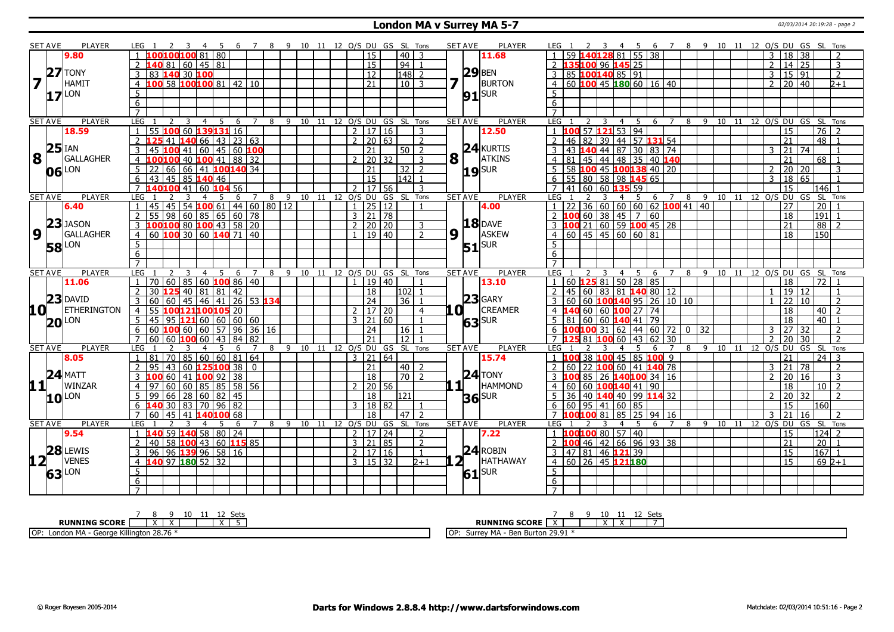# London MA v Surrey MA 5-7

02/03/2014 20:19:28 - page 2

## Set 7

| SET AVE | PLAYER | LEG | 1 | 2 | 3 | 4 | 5 | 6 | 7 | 8 | 9 | 10 | 11 | 12 | O/S | DU | GS | SL | Tons |
|---|---|---|---|---|---|---|---|---|---|---|---|---|---|---|---|---|---|---|---|
| 9.80 | TONY HAMIT (LON) 27.17 | 1 | 100 | 100 | 100 | 81 | 80 | | | | | | | | | 15 | | 40 | 3 |
| | | 2 | 140 | 81 | 60 | 45 | 81 | | | | | | | | | 15 | | 94 | 1 |
| | | 3 | 83 | 140 | 30 | 100 | | | | | | | | | | 12 | | 148 | 2 |
| | | 4 | 100 | 58 | 100 | 100 | 81 | 42 | 10 | | | | | | | 21 | | 10 | 3 |

| SET AVE | PLAYER | LEG | 1 | 2 | 3 | 4 | 5 | 6 | 7 | 8 | 9 | 10 | 11 | 12 | O/S | DU | GS | SL | Tons |
|---|---|---|---|---|---|---|---|---|---|---|---|---|---|---|---|---|---|---|---|
| 11.68 | BEN BURTON (SUR) 29.91 | 1 | 59 | 140 | 128 | 81 | 55 | 38 | | | | | | | 3 | 18 | 38 | | 2 |
| | | 2 | 135 | 100 | 96 | 145 | 25 | | | | | | | | 2 | 14 | 25 | | 3 |
| | | 3 | 85 | 100 | 140 | 85 | 91 | | | | | | | | 3 | 15 | 91 | | 2 |
| | | 4 | 60 | 100 | 45 | 180 | 60 | 16 | 40 | | | | | | 2 | 20 | 40 | | 2+1 |

## Set 8

| SET AVE | PLAYER | LEG | 1 | 2 | 3 | 4 | 5 | 6 | 7 | 8 | 9 | 10 | 11 | 12 | O/S | DU | GS | SL | Tons |
|---|---|---|---|---|---|---|---|---|---|---|---|---|---|---|---|---|---|---|---|
| 18.59 | IAN GALLAGHER (LON) 25.06 | 1 | 55 | 100 | 60 | 139 | 131 | 16 | | | | | | | 2 | 17 | 16 | | 3 |
| | | 2 | 125 | 41 | 140 | 66 | 43 | 23 | 63 | | | | | | 2 | 20 | 63 | | 2 |
| | | 3 | 45 | 100 | 41 | 60 | 45 | 60 | 100 | | | | | | | 21 | | 50 | 2 |
| | | 4 | 100 | 100 | 40 | 100 | 41 | 88 | 32 | | | | | | 2 | 20 | 32 | | 3 |
| | | 5 | 22 | 66 | 66 | 41 | 100 | 140 | 34 | | | | | | | 21 | | 32 | 2 |
| | | 6 | 43 | 45 | 85 | 140 | 46 | | | | | | | | | 15 | | 142 | 1 |
| | | 7 | 140 | 100 | 41 | 60 | 104 | 56 | | | | | | | 2 | 17 | 56 | | 3 |

| SET AVE | PLAYER | LEG | 1 | 2 | 3 | 4 | 5 | 6 | 7 | 8 | 9 | 10 | 11 | 12 | O/S | DU | GS | SL | Tons |
|---|---|---|---|---|---|---|---|---|---|---|---|---|---|---|---|---|---|---|---|
| 12.50 | KURTIS ATKINS (SUR) 24.19 | 1 | 100 | 57 | 121 | 53 | 94 | | | | | | | | | 15 | | 76 | 2 |
| | | 2 | 46 | 82 | 39 | 44 | 57 | 131 | 54 | | | | | | | 21 | | 48 | 1 |
| | | 3 | 43 | 140 | 44 | 87 | 30 | 83 | 74 | | | | | | 3 | 21 | 74 | | 1 |
| | | 4 | 81 | 45 | 44 | 48 | 35 | 40 | 140 | | | | | | | 21 | | 68 | 1 |
| | | 5 | 58 | 100 | 45 | 100 | 138 | 40 | 20 | | | | | | 2 | 20 | 20 | | 3 |
| | | 6 | 55 | 80 | 58 | 98 | 145 | 65 | | | | | | | 3 | 18 | 65 | | 1 |
| | | 7 | 41 | 60 | 60 | 135 | 59 | | | | | | | | | 15 | | 146 | 1 |

## Set 9

| SET AVE | PLAYER | LEG | 1 | 2 | 3 | 4 | 5 | 6 | 7 | 8 | 9 | 10 | 11 | 12 | O/S | DU | GS | SL | Tons |
|---|---|---|---|---|---|---|---|---|---|---|---|---|---|---|---|---|---|---|---|
| 6.40 | JASON GALLAGHER (LON) 23.58 | 1 | 45 | 45 | 54 | 100 | 61 | 44 | 60 | 80 | 12 | | | | 1 | 25 | 12 | | 1 |
| | | 2 | 55 | 98 | 60 | 85 | 65 | 60 | 78 | | | | | | 3 | 21 | 78 | | |
| | | 3 | 100 | 100 | 80 | 100 | 43 | 58 | 20 | | | | | | 2 | 20 | 20 | | 3 |
| | | 4 | 60 | 100 | 30 | 60 | 140 | 71 | 40 | | | | | | 1 | 19 | 40 | | 2 |

| SET AVE | PLAYER | LEG | 1 | 2 | 3 | 4 | 5 | 6 | 7 | 8 | 9 | 10 | 11 | 12 | O/S | DU | GS | SL | Tons |
|---|---|---|---|---|---|---|---|---|---|---|---|---|---|---|---|---|---|---|---|
| 4.00 | DAVE ASKEW (SUR) 18.51 | 1 | 22 | 36 | 60 | 60 | 60 | 62 | 100 | 41 | 40 | | | | | 27 | | 20 | 1 |
| | | 2 | 100 | 60 | 38 | 45 | 7 | 60 | | | | | | | | 18 | | 191 | 1 |
| | | 3 | 100 | 21 | 60 | 59 | 100 | 45 | 28 | | | | | | | 21 | | 88 | 2 |
| | | 4 | 60 | 45 | 45 | 60 | 60 | 81 | | | | | | | | 18 | | 150 | |

## Set 10

| SET AVE | PLAYER | LEG | 1 | 2 | 3 | 4 | 5 | 6 | 7 | 8 | 9 | 10 | 11 | 12 | O/S | DU | GS | SL | Tons |
|---|---|---|---|---|---|---|---|---|---|---|---|---|---|---|---|---|---|---|---|
| 11.06 | DAVID ETHERINGTON (LON) 23.20 | 1 | 70 | 60 | 85 | 60 | 100 | 86 | 40 | | | | | | 1 | 19 | 40 | | 1 |
| | | 2 | 30 | 125 | 40 | 81 | 81 | 42 | | | | | | | | 18 | | 102 | 1 |
| | | 3 | 60 | 60 | 45 | 46 | 41 | 26 | 53 | 134 | | | | | | 24 | | 36 | 1 |
| | | 4 | 55 | 100 | 121 | 100 | 105 | 20 | | | | | | | 2 | 17 | 20 | | 4 |
| | | 5 | 45 | 95 | 121 | 60 | 60 | 60 | 60 | | | | | | 3 | 21 | 60 | | 1 |
| | | 6 | 60 | 100 | 60 | 60 | 57 | 96 | 36 | 16 | | | | | | 24 | | 16 | 1 |
| | | 7 | 60 | 60 | 100 | 60 | 43 | 84 | 82 | | | | | | | 21 | | 12 | 1 |

| SET AVE | PLAYER | LEG | 1 | 2 | 3 | 4 | 5 | 6 | 7 | 8 | 9 | 10 | 11 | 12 | O/S | DU | GS | SL | Tons |
|---|---|---|---|---|---|---|---|---|---|---|---|---|---|---|---|---|---|---|---|
| 13.10 | GARY CREAMER (SUR) 23.63 | 1 | 60 | 125 | 81 | 50 | 28 | 85 | | | | | | | | 18 | | 72 | 1 |
| | | 2 | 45 | 60 | 83 | 81 | 140 | 80 | 12 | | | | | | 1 | 19 | 12 | | 1 |
| | | 3 | 60 | 60 | 100 | 140 | 95 | 26 | 10 | 10 | | | | | 1 | 22 | 10 | | 2 |
| | | 4 | 140 | 60 | 60 | 100 | 27 | 74 | | | | | | | | 18 | | 40 | 2 |
| | | 5 | 81 | 60 | 60 | 140 | 41 | 79 | | | | | | | | 18 | | 40 | 1 |
| | | 6 | 100 | 100 | 31 | 62 | 44 | 60 | 72 | 0 | 32 | | | | 3 | 27 | 32 | | 2 |
| | | 7 | 125 | 81 | 100 | 60 | 43 | 62 | 30 | | | | | | 2 | 20 | 30 | | 2 |

## Set 11

| SET AVE | PLAYER | LEG | 1 | 2 | 3 | 4 | 5 | 6 | 7 | 8 | 9 | 10 | 11 | 12 | O/S | DU | GS | SL | Tons |
|---|---|---|---|---|---|---|---|---|---|---|---|---|---|---|---|---|---|---|---|
| 8.05 | MATT WINZAR (LON) 24.10 | 1 | 81 | 70 | 85 | 60 | 60 | 81 | 64 | | | | | | 3 | 21 | 64 | | |
| | | 2 | 95 | 43 | 60 | 125 | 100 | 38 | 0 | | | | | | | 21 | | 40 | 2 |
| | | 3 | 100 | 60 | 41 | 100 | 92 | 38 | | | | | | | | 18 | | 70 | 2 |
| | | 4 | 97 | 60 | 60 | 85 | 85 | 58 | 56 | | | | | | 2 | 20 | 56 | | |
| | | 5 | 99 | 66 | 28 | 60 | 82 | 45 | | | | | | | | 18 | | 121 | |
| | | 6 | 140 | 30 | 83 | 70 | 96 | 82 | | | | | | | 3 | 18 | 82 | | 1 |
| | | 7 | 60 | 45 | 41 | 140 | 100 | 68 | | | | | | | | 18 | | 47 | 2 |

| SET AVE | PLAYER | LEG | 1 | 2 | 3 | 4 | 5 | 6 | 7 | 8 | 9 | 10 | 11 | 12 | O/S | DU | GS | SL | Tons |
|---|---|---|---|---|---|---|---|---|---|---|---|---|---|---|---|---|---|---|---|
| 15.74 | TONY HAMMOND (SUR) 24.36 | 1 | 100 | 38 | 100 | 45 | 85 | 100 | 9 | | | | | | | 21 | | 24 | 3 |
| | | 2 | 60 | 22 | 100 | 60 | 41 | 140 | 78 | | | | | | 3 | 21 | 78 | | 2 |
| | | 3 | 100 | 85 | 26 | 140 | 100 | 34 | 16 | | | | | | 2 | 20 | 16 | | 3 |
| | | 4 | 60 | 60 | 100 | 140 | 41 | 90 | | | | | | | | 18 | | 10 | 2 |
| | | 5 | 36 | 40 | 140 | 40 | 99 | 114 | 32 | | | | | | 2 | 20 | 32 | | 2 |
| | | 6 | 60 | 95 | 41 | 60 | 85 | | | | | | | | | 15 | | 160 | |
| | | 7 | 100 | 100 | 81 | 85 | 25 | 94 | 16 | | | | | | 3 | 21 | 16 | | 2 |

## Set 12

| SET AVE | PLAYER | LEG | 1 | 2 | 3 | 4 | 5 | 6 | 7 | 8 | 9 | 10 | 11 | 12 | O/S | DU | GS | SL | Tons |
|---|---|---|---|---|---|---|---|---|---|---|---|---|---|---|---|---|---|---|---|
| 9.54 | LEWIS VENES (LON) 28.63 | 1 | 140 | 59 | 140 | 58 | 80 | 24 | | | | | | | 2 | 17 | 24 | | 2 |
| | | 2 | 40 | 58 | 100 | 43 | 60 | 115 | 85 | | | | | | 3 | 21 | 85 | | 2 |
| | | 3 | 96 | 96 | 139 | 96 | 58 | 16 | | | | | | | 2 | 17 | 16 | | 1 |
| | | 4 | 140 | 97 | 180 | 52 | 32 | | | | | | | | 3 | 15 | 32 | | 2+1 |

| SET AVE | PLAYER | LEG | 1 | 2 | 3 | 4 | 5 | 6 | 7 | 8 | 9 | 10 | 11 | 12 | O/S | DU | GS | SL | Tons |
|---|---|---|---|---|---|---|---|---|---|---|---|---|---|---|---|---|---|---|---|
| 7.22 | ROBIN HATHAWAY (SUR) 24.61 | 1 | 100 | 100 | 80 | 57 | 40 | | | | | | | | | 15 | | 124 | 2 |
| | | 2 | 100 | 46 | 42 | 66 | 96 | 93 | 38 | | | | | | | 21 | | 20 | 1 |
| | | 3 | 47 | 81 | 46 | 121 | 39 | | | | | | | | | 15 | | 167 | 1 |
| | | 4 | 60 | 26 | 45 | 121 | 180 | | | | | | | | | 15 | | 69 | 2+1 |

| RUNNING SCORE | 7 | 8 | 9 | 10 | 11 | 12 | Sets |
|---|---|---|---|---|---|---|---|
| London MA | | X | X | | | X | 5 |
| Surrey MA | X | | | X | X | | 7 |

OP: London MA - George Killington 28.76 *

OP: Surrey MA - Ben Burton 29.91 *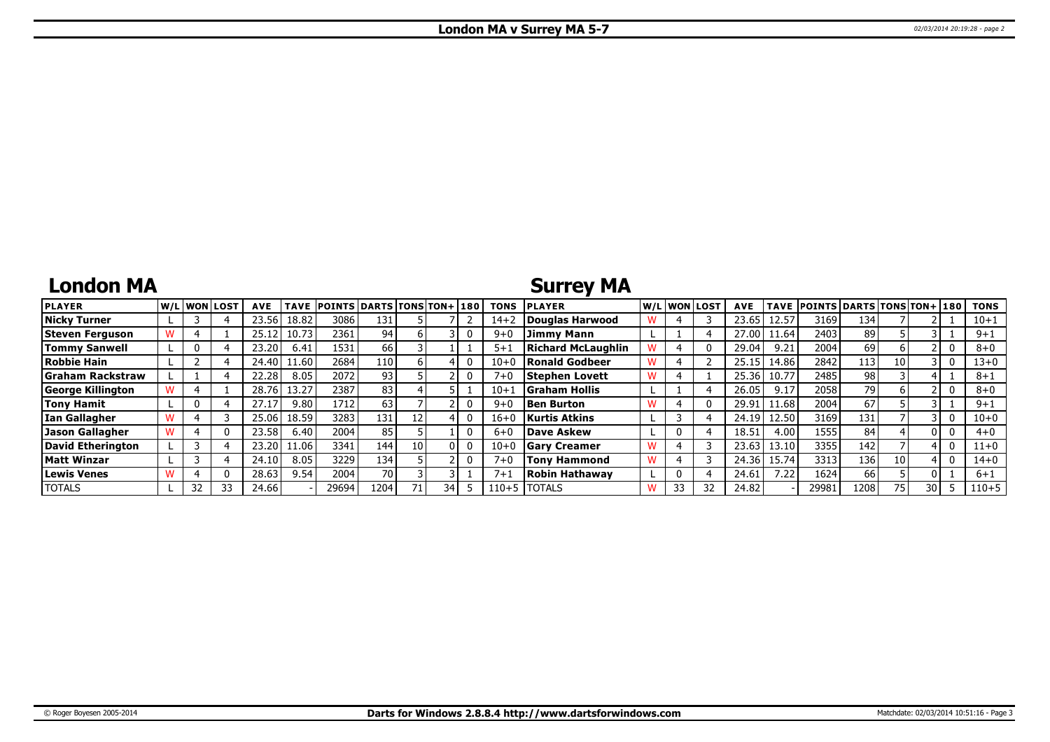# London MA v Surrey MA 5-7

## London MA

| PLAYER | W/L | WON | LOST | AVE | TAVE | POINTS | DARTS | TONS | TON+ | 180 | TONS |
|---|---|---|---|---|---|---|---|---|---|---|---|
| Nicky Turner | L | 3 | 4 | 23.56 | 18.82 | 3086 | 131 | 5 | 7 | 2 | 14+2 |
| Steven Ferguson | W | 4 | 1 | 25.12 | 10.73 | 2361 | 94 | 6 | 3 | 0 | 9+0 |
| Tommy Sanwell | L | 0 | 4 | 23.20 | 6.41 | 1531 | 66 | 3 | 1 | 1 | 5+1 |
| Robbie Hain | L | 2 | 4 | 24.40 | 11.60 | 2684 | 110 | 6 | 4 | 0 | 10+0 |
| Graham Rackstraw | L | 1 | 4 | 22.28 | 8.05 | 2072 | 93 | 5 | 2 | 0 | 7+0 |
| George Killington | W | 4 | 1 | 28.76 | 13.27 | 2387 | 83 | 4 | 5 | 1 | 10+1 |
| Tony Hamit | L | 0 | 4 | 27.17 | 9.80 | 1712 | 63 | 7 | 2 | 0 | 9+0 |
| Ian Gallagher | W | 4 | 3 | 25.06 | 18.59 | 3283 | 131 | 12 | 4 | 0 | 16+0 |
| Jason Gallagher | W | 4 | 0 | 23.58 | 6.40 | 2004 | 85 | 5 | 1 | 0 | 6+0 |
| David Etherington | L | 3 | 4 | 23.20 | 11.06 | 3341 | 144 | 10 | 0 | 0 | 10+0 |
| Matt Winzar | L | 3 | 4 | 24.10 | 8.05 | 3229 | 134 | 5 | 2 | 0 | 7+0 |
| Lewis Venes | W | 4 | 0 | 28.63 | 9.54 | 2004 | 70 | 3 | 3 | 1 | 7+1 |
| TOTALS | L | 32 | 33 | 24.66 | - | 29694 | 1204 | 71 | 34 | 5 | 110+5 |

## Surrey MA

| PLAYER | W/L | WON | LOST | AVE | TAVE | POINTS | DARTS | TONS | TON+ | 180 | TONS |
|---|---|---|---|---|---|---|---|---|---|---|---|
| Douglas Harwood | W | 4 | 3 | 23.65 | 12.57 | 3169 | 134 | 7 | 2 | 1 | 10+1 |
| Jimmy Mann | L | 1 | 4 | 27.00 | 11.64 | 2403 | 89 | 5 | 3 | 1 | 9+1 |
| Richard McLaughlin | W | 4 | 0 | 29.04 | 9.21 | 2004 | 69 | 6 | 2 | 0 | 8+0 |
| Ronald Godbeer | W | 4 | 2 | 25.15 | 14.86 | 2842 | 113 | 10 | 3 | 0 | 13+0 |
| Stephen Lovett | W | 4 | 1 | 25.36 | 10.77 | 2485 | 98 | 3 | 4 | 1 | 8+1 |
| Graham Hollis | L | 1 | 4 | 26.05 | 9.17 | 2058 | 79 | 6 | 2 | 0 | 8+0 |
| Ben Burton | W | 4 | 0 | 29.91 | 11.68 | 2004 | 67 | 5 | 3 | 1 | 9+1 |
| Kurtis Atkins | L | 3 | 4 | 24.19 | 12.50 | 3169 | 131 | 7 | 3 | 0 | 10+0 |
| Dave Askew | L | 0 | 4 | 18.51 | 4.00 | 1555 | 84 | 4 | 0 | 0 | 4+0 |
| Gary Creamer | W | 4 | 3 | 23.63 | 13.10 | 3355 | 142 | 7 | 4 | 0 | 11+0 |
| Tony Hammond | W | 4 | 3 | 24.36 | 15.74 | 3313 | 136 | 10 | 4 | 0 | 14+0 |
| Robin Hathaway | L | 0 | 4 | 24.61 | 7.22 | 1624 | 66 | 5 | 0 | 1 | 6+1 |
| TOTALS | W | 33 | 32 | 24.82 | - | 29981 | 1208 | 75 | 30 | 5 | 110+5 |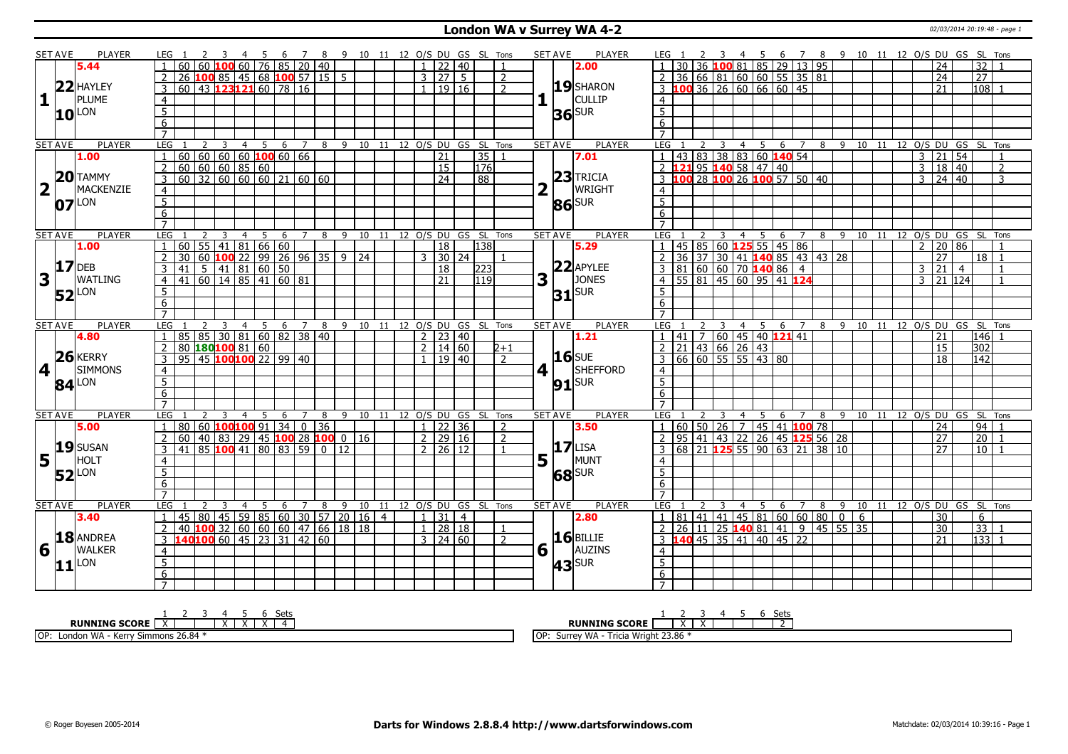# London WA v Surrey WA 4-2

02/03/2014 20:19:48 - page 1

| SET AVE | PLAYER | LEG | 1 | 2 | 3 | 4 | 5 | 6 | 7 | 8 | 9 | 10 | 11 | 12 | O/S | DU | GS | SL | Tons | SET AVE | PLAYER | LEG | 1 | 2 | 3 | 4 | 5 | 6 | 7 | 8 | 9 | 10 | 11 | 12 | O/S | DU | GS | SL | Tons |
|---|---|---|---|---|---|---|---|---|---|---|---|---|---|---|---|---|---|---|---|---|---|---|---|---|---|---|---|---|---|---|---|---|---|---|---|---|---|---|---|
| 5.44 | | 1 | 60 | 60 | 100 | 60 | 76 | 85 | 20 | 40 | | | | | 1 | 22 | 40 | | 1 | 2.00 | | 1 | 30 | 36 | 100 | 81 | 85 | 29 | 13 | 95 | | | | | | 24 | | 32 | 1 |
| 1 | 22 HAYLEY PLUME 10 LON | 2 | 26 | 100 | 85 | 45 | 68 | 100 | 57 | 15 | 5 | | | | 3 | 27 | 5 | | 2 | 1 | 19 SHARON CULLIP 36 SUR | 2 | 36 | 66 | 81 | 60 | 60 | 55 | 35 | 81 | | | | | | 24 | | 27 | |
| | | 3 | 60 | 43 | 123 | 121 | 60 | 78 | 16 | | | | | | 1 | 19 | 16 | | 2 | | | 3 | 100 | 36 | 26 | 60 | 66 | 60 | 45 | | | | | | | 21 | | 108 | 1 |
| 1.00 | | 1 | 60 | 60 | 60 | 60 | 100 | 60 | 66 | | | | | | | 21 | | 35 | 1 | 7.01 | | 1 | 43 | 83 | 38 | 83 | 60 | 140 | 54 | | | | | | 3 | 21 | 54 | | 1 |
| 2 | 20 TAMMY MACKENZIE 07 LON | 2 | 60 | 60 | 60 | 85 | 60 | | | | | | | | | 15 | | 176 | | 2 | 23 TRICIA WRIGHT 86 SUR | 2 | 121 | 95 | 140 | 58 | 47 | 40 | | | | | | | 3 | 18 | 40 | | 2 |
| | | 3 | 60 | 32 | 60 | 60 | 60 | 21 | 60 | 60 | | | | | | 24 | | 88 | | | | 3 | 100 | 28 | 100 | 26 | 100 | 57 | 50 | 40 | | | | | 3 | 24 | 40 | | 3 |
| 1.00 | | 1 | 60 | 55 | 41 | 81 | 66 | 60 | | | | | | | | 18 | | 138 | | 5.29 | | 1 | 45 | 85 | 60 | 125 | 55 | 45 | 86 | | | | | | 2 | 20 | 86 | | 1 |
| 3 | 17 DEB WATLING 52 LON | 2 | 30 | 60 | 100 | 22 | 99 | 26 | 96 | 35 | 9 | 24 | | | 3 | 30 | 24 | | 1 | 3 | 22 APYLEE JONES 31 SUR | 2 | 36 | 37 | 30 | 41 | 140 | 85 | 43 | 43 | 28 | | | | | 27 | | 18 | 1 |
| | | 3 | 41 | 5 | 41 | 81 | 60 | 50 | | | | | | | | 18 | | 223 | | | | 3 | 81 | 60 | 60 | 70 | 140 | 86 | 4 | | | | | | 3 | 21 | 4 | | 1 |
| | | 4 | 41 | 60 | 14 | 85 | 41 | 60 | 81 | | | | | | | 21 | | 119 | | | | 4 | 55 | 81 | 45 | 60 | 95 | 41 | 124 | | | | | | 3 | 21 | 124 | | 1 |
| 4.80 | | 1 | 85 | 85 | 30 | 81 | 60 | 82 | 38 | 40 | | | | | 2 | 23 | 40 | | | 1.21 | | 1 | 41 | 7 | 60 | 45 | 40 | 121 | 41 | | | | | | | 21 | | 146 | 1 |
| 4 | 26 KERRY SIMMONS 84 LON | 2 | 80 | 180 | 100 | 81 | 60 | | | | | | | | 2 | 14 | 60 | | 2+1 | 4 | 16 SUE SHEFFORD 91 SUR | 2 | 21 | 43 | 66 | 26 | 43 | | | | | | | | | 15 | | 302 | |
| | | 3 | 95 | 45 | 100 | 100 | 22 | 99 | 40 | | | | | | 1 | 19 | 40 | | 2 | | | 3 | 66 | 60 | 55 | 55 | 43 | 80 | | | | | | | | 18 | | 142 | |
| 5.00 | | 1 | 80 | 60 | 100 | 100 | 91 | 34 | 0 | 36 | | | | | 1 | 22 | 36 | | 2 | 3.50 | | 1 | 60 | 50 | 26 | 7 | 45 | 41 | 100 | 78 | | | | | | 24 | | 94 | 1 |
| 5 | 19 SUSAN HOLT 52 LON | 2 | 60 | 40 | 83 | 29 | 45 | 100 | 28 | 100 | 0 | 16 | | | 2 | 29 | 16 | | 2 | 5 | 17 LISA MUNT 68 SUR | 2 | 95 | 41 | 43 | 22 | 26 | 45 | 125 | 56 | 28 | | | | | 27 | | 20 | 1 |
| | | 3 | 41 | 85 | 100 | 41 | 80 | 83 | 59 | 0 | 12 | | | | 2 | 26 | 12 | | 1 | | | 3 | 68 | 21 | 125 | 55 | 90 | 63 | 21 | 38 | 10 | | | | | 27 | | 10 | 1 |
| 3.40 | | 1 | 45 | 80 | 45 | 59 | 85 | 60 | 30 | 57 | 20 | 16 | 4 | | 1 | 31 | 4 | | | 2.80 | | 1 | 81 | 41 | 41 | 45 | 81 | 60 | 60 | 80 | 0 | 6 | | | | 30 | | 6 | |
| 6 | 18 ANDREA WALKER 11 LON | 2 | 40 | 100 | 32 | 60 | 60 | 60 | 47 | 66 | 18 | 18 | | | 1 | 28 | 18 | | 1 | 6 | 16 BILLIE AUZINS 43 SUR | 2 | 26 | 11 | 25 | 140 | 81 | 41 | 9 | 45 | 55 | 35 | | | | 30 | | 33 | 1 |
| | | 3 | 140 | 100 | 60 | 45 | 23 | 31 | 42 | 60 | | | | | 3 | 24 | 60 | | 2 | | | 3 | 140 | 45 | 35 | 41 | 40 | 45 | 22 | | | | | | | 21 | | 133 | 1 |

| RUNNING SCORE | 1 | 2 | 3 | 4 | 5 | 6 | Sets |
|---|---|---|---|---|---|---|---|
| London WA | X | | | X | X | X | 4 |
| Surrey WA | | X | X | | | | 2 |

OP: London WA - Kerry Simmons 26.84 *

OP: Surrey WA - Tricia Wright 23.86 *

© Roger Boyesen 2005-2014 | **Darts for Windows 2.8.4 http://www.dartsforwindows.com** | Matchdate: 02/03/2014 10:39:16 - Page 1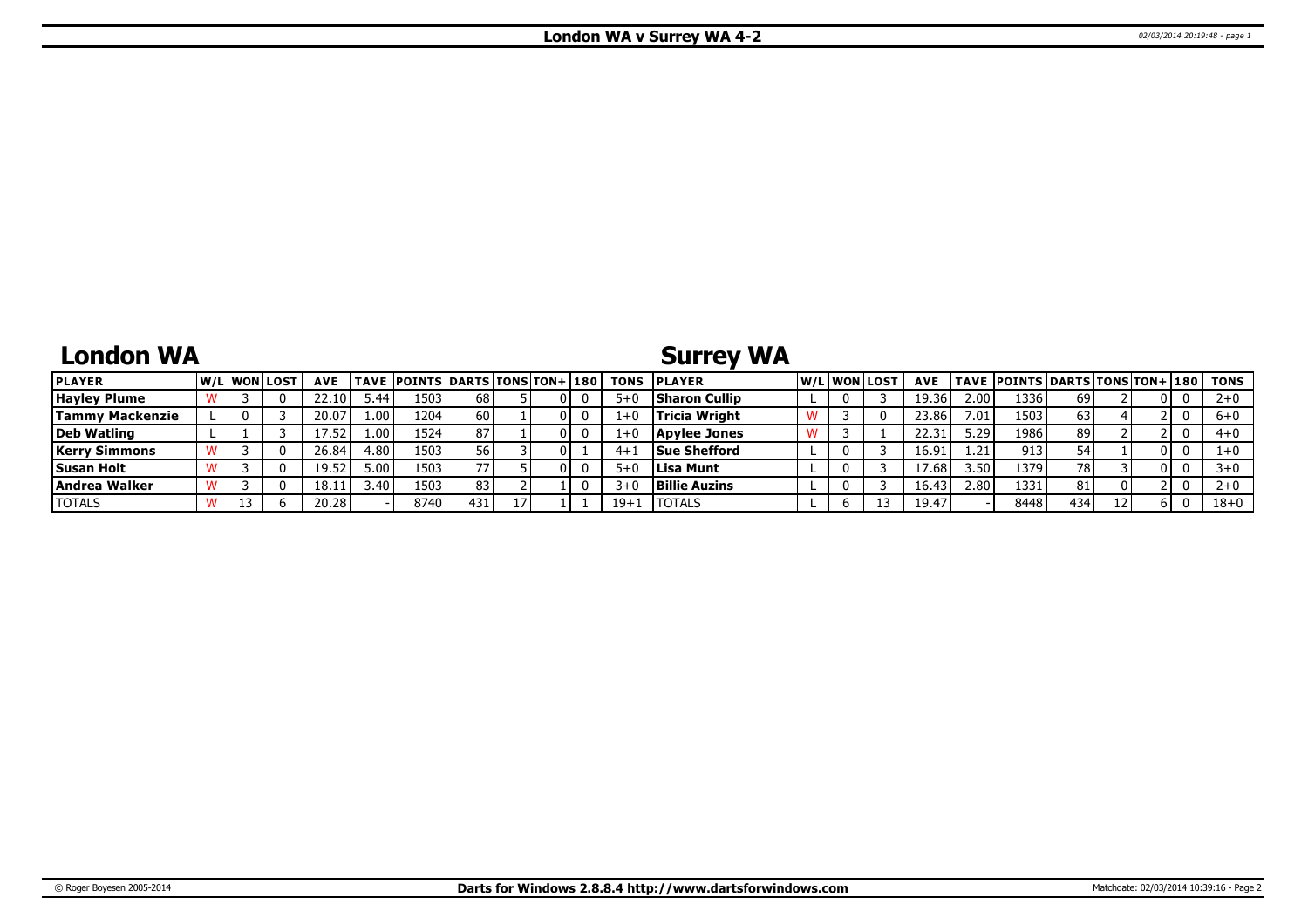# London WA v Surrey WA 4-2

## London WA

| PLAYER | W/L | WON | LOST | AVE | TAVE | POINTS | DARTS | TONS | TON+ | 180 | TONS |
|---|---|---|---|---|---|---|---|---|---|---|---|
| Hayley Plume | W | 3 | 0 | 22.10 | 5.44 | 1503 | 68 | 5 | 0 | 0 | 5+0 |
| Tammy Mackenzie | L | 0 | 3 | 20.07 | 1.00 | 1204 | 60 | 1 | 0 | 0 | 1+0 |
| Deb Watling | L | 1 | 3 | 17.52 | 1.00 | 1524 | 87 | 1 | 0 | 0 | 1+0 |
| Kerry Simmons | W | 3 | 0 | 26.84 | 4.80 | 1503 | 56 | 3 | 0 | 1 | 4+1 |
| Susan Holt | W | 3 | 0 | 19.52 | 5.00 | 1503 | 77 | 5 | 0 | 0 | 5+0 |
| Andrea Walker | W | 3 | 0 | 18.11 | 3.40 | 1503 | 83 | 2 | 1 | 0 | 3+0 |
| TOTALS | W | 13 | 6 | 20.28 | - | 8740 | 431 | 17 | 1 | 1 | 19+1 |

## Surrey WA

| PLAYER | W/L | WON | LOST | AVE | TAVE | POINTS | DARTS | TONS | TON+ | 180 | TONS |
|---|---|---|---|---|---|---|---|---|---|---|---|
| Sharon Cullip | L | 0 | 3 | 19.36 | 2.00 | 1336 | 69 | 2 | 0 | 0 | 2+0 |
| Tricia Wright | W | 3 | 0 | 23.86 | 7.01 | 1503 | 63 | 4 | 2 | 0 | 6+0 |
| Apylee Jones | W | 3 | 1 | 22.31 | 5.29 | 1986 | 89 | 2 | 2 | 0 | 4+0 |
| Sue Shefford | L | 0 | 3 | 16.91 | 1.21 | 913 | 54 | 1 | 0 | 0 | 1+0 |
| Lisa Munt | L | 0 | 3 | 17.68 | 3.50 | 1379 | 78 | 3 | 0 | 0 | 3+0 |
| Billie Auzins | L | 0 | 3 | 16.43 | 2.80 | 1331 | 81 | 0 | 2 | 0 | 2+0 |
| TOTALS | L | 6 | 13 | 19.47 | - | 8448 | 434 | 12 | 6 | 0 | 18+0 |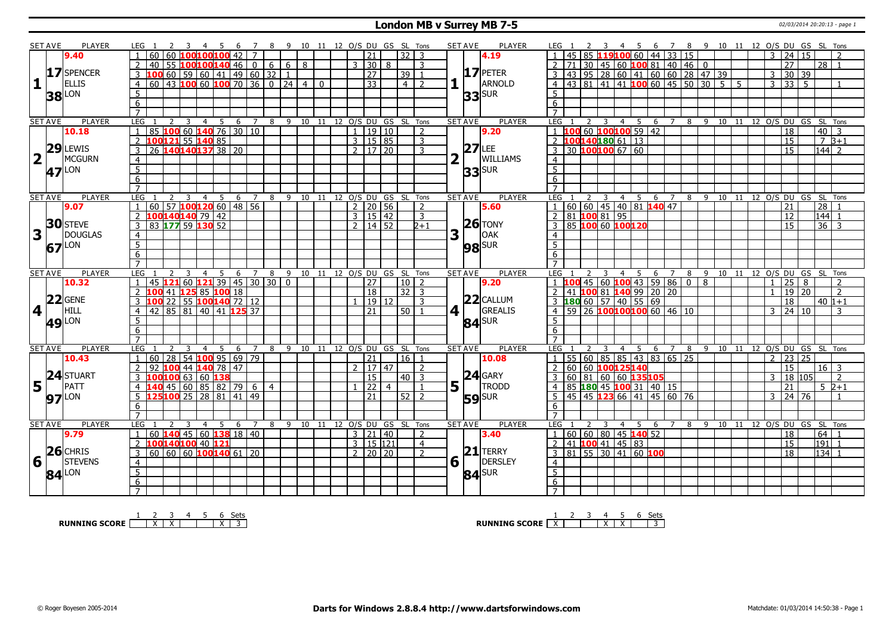# London MB v Surrey MB 7-5

02/03/2014 20:20:13 - page 1

## Set 1

| SET AVE | PLAYER | LEG | 1 | 2 | 3 | 4 | 5 | 6 | 7 | 8 | 9 | 10 | 11 | 12 | O/S | DU | GS | SL | Tons |
|---|---|---|---|---|---|---|---|---|---|---|---|---|---|---|---|---|---|---|---|
| 9.40 | SPENCER ELLIS LON | 1 | 60 | 60 | 100 | 100 | 100 | 42 | 7 | | | | | | | 21 | | 32 | 3 |
| 17 | | 2 | 40 | 55 | 100 | 100 | 140 | 46 | 0 | 6 | 6 | 8 | | | 3 | 30 | 8 | | 3 |
| 38 | | 3 | 100 | 60 | 59 | 60 | 41 | 49 | 60 | 32 | 1 | | | | | 27 | | 39 | 1 |
| | | 4 | 60 | 43 | 100 | 60 | 100 | 70 | 36 | 0 | 24 | 4 | 0 | | | 33 | | 4 | 2 |

| SET AVE | PLAYER | LEG | 1 | 2 | 3 | 4 | 5 | 6 | 7 | 8 | 9 | 10 | 11 | 12 | O/S | DU | GS | SL | Tons |
|---|---|---|---|---|---|---|---|---|---|---|---|---|---|---|---|---|---|---|---|
| 4.19 | PETER ARNOLD SUR | 1 | 45 | 85 | 119 | 100 | 60 | 44 | 33 | 15 | | | | | 3 | 24 | 15 | | 2 |
| 17 | | 2 | 71 | 30 | 45 | 60 | 100 | 81 | 40 | 46 | 0 | | | | | 27 | | 28 | 1 |
| 33 | | 3 | 43 | 95 | 28 | 60 | 41 | 60 | 60 | 28 | 47 | 39 | | | 3 | 30 | 39 | | |
| | | 4 | 43 | 81 | 41 | 41 | 100 | 60 | 45 | 50 | 30 | 5 | 5 | | 3 | 33 | 5 | | 1 |

## Set 2

| SET AVE | PLAYER | LEG | 1 | 2 | 3 | 4 | 5 | 6 | 7 | 8 | 9 | 10 | 11 | 12 | O/S | DU | GS | SL | Tons |
|---|---|---|---|---|---|---|---|---|---|---|---|---|---|---|---|---|---|---|---|
| 10.18 | LEWIS MCGURN LON | 1 | 85 | 100 | 60 | 140 | 76 | 30 | 10 | | | | | | 1 | 19 | 10 | | 2 |
| 29 | | 2 | 100 | 121 | 55 | 140 | 85 | | | | | | | | 3 | 15 | 85 | | 3 |
| 47 | | 3 | 26 | 140 | 140 | 137 | 38 | 20 | | | | | | | 2 | 17 | 20 | | 3 |

| SET AVE | PLAYER | LEG | 1 | 2 | 3 | 4 | 5 | 6 | 7 | 8 | 9 | 10 | 11 | 12 | O/S | DU | GS | SL | Tons |
|---|---|---|---|---|---|---|---|---|---|---|---|---|---|---|---|---|---|---|---|
| 9.20 | LEE WILLIAMS SUR | 1 | 100 | 60 | 100 | 100 | 59 | 42 | | | | | | | | 18 | | 40 | 3 |
| 27 | | 2 | 100 | 140 | 180 | 61 | 13 | | | | | | | | | 15 | | 7 | 3+1 |
| 33 | | 3 | 30 | 100 | 100 | 67 | 60 | | | | | | | | | 15 | | 144 | 2 |

## Set 3

| SET AVE | PLAYER | LEG | 1 | 2 | 3 | 4 | 5 | 6 | 7 | 8 | 9 | 10 | 11 | 12 | O/S | DU | GS | SL | Tons |
|---|---|---|---|---|---|---|---|---|---|---|---|---|---|---|---|---|---|---|---|
| 9.07 | STEVE DOUGLAS LON | 1 | 60 | 57 | 100 | 120 | 60 | 48 | 56 | | | | | | 2 | 20 | 56 | | 2 |
| 30 | | 2 | 100 | 140 | 140 | 79 | 42 | | | | | | | | 3 | 15 | 42 | | 3 |
| 67 | | 3 | 83 | 177 | 59 | 130 | 52 | | | | | | | | 2 | 14 | 52 | | 2+1 |

| SET AVE | PLAYER | LEG | 1 | 2 | 3 | 4 | 5 | 6 | 7 | 8 | 9 | 10 | 11 | 12 | O/S | DU | GS | SL | Tons |
|---|---|---|---|---|---|---|---|---|---|---|---|---|---|---|---|---|---|---|---|
| 5.60 | TONY OAK SUR | 1 | 60 | 60 | 45 | 40 | 81 | 140 | 47 | | | | | | | 21 | | 28 | 1 |
| 26 | | 2 | 81 | 100 | 81 | 95 | | | | | | | | | | 12 | | 144 | 1 |
| 98 | | 3 | 85 | 100 | 60 | 100 | 120 | | | | | | | | | 15 | | 36 | 3 |

## Set 4

| SET AVE | PLAYER | LEG | 1 | 2 | 3 | 4 | 5 | 6 | 7 | 8 | 9 | 10 | 11 | 12 | O/S | DU | GS | SL | Tons |
|---|---|---|---|---|---|---|---|---|---|---|---|---|---|---|---|---|---|---|---|
| 10.32 | GENE HILL LON | 1 | 45 | 121 | 60 | 121 | 39 | 45 | 30 | 30 | 0 | | | | | 27 | | 10 | 2 |
| 22 | | 2 | 100 | 41 | 125 | 85 | 100 | 18 | | | | | | | | 18 | | 32 | 3 |
| 49 | | 3 | 100 | 22 | 55 | 100 | 140 | 72 | 12 | | | | | | 1 | 19 | 12 | | 3 |
| | | 4 | 42 | 85 | 81 | 40 | 41 | 125 | 37 | | | | | | | 21 | | 50 | 1 |

| SET AVE | PLAYER | LEG | 1 | 2 | 3 | 4 | 5 | 6 | 7 | 8 | 9 | 10 | 11 | 12 | O/S | DU | GS | SL | Tons |
|---|---|---|---|---|---|---|---|---|---|---|---|---|---|---|---|---|---|---|---|
| 9.20 | CALLUM GREALIS SUR | 1 | 100 | 45 | 60 | 100 | 43 | 59 | 86 | 0 | 8 | | | | 1 | 25 | 8 | | 2 |
| 22 | | 2 | 41 | 100 | 81 | 140 | 99 | 20 | 20 | | | | | | 1 | 19 | 20 | | 2 |
| 84 | | 3 | 180 | 60 | 57 | 40 | 55 | 69 | | | | | | | | 18 | | 40 | 1+1 |
| | | 4 | 59 | 26 | 100 | 100 | 100 | 60 | 46 | 10 | | | | | 3 | 24 | 10 | | 3 |

## Set 5

| SET AVE | PLAYER | LEG | 1 | 2 | 3 | 4 | 5 | 6 | 7 | 8 | 9 | 10 | 11 | 12 | O/S | DU | GS | SL | Tons |
|---|---|---|---|---|---|---|---|---|---|---|---|---|---|---|---|---|---|---|---|
| 10.43 | STUART PATT LON | 1 | 60 | 28 | 54 | 100 | 95 | 69 | 79 | | | | | | | 21 | | 16 | 1 |
| 24 | | 2 | 92 | 100 | 44 | 140 | 78 | 47 | | | | | | | 2 | 17 | 47 | | 2 |
| 97 | | 3 | 100 | 100 | 63 | 60 | 138 | | | | | | | | | 15 | | 40 | 3 |
| | | 4 | 140 | 45 | 60 | 85 | 82 | 79 | 6 | 4 | | | | | 1 | 22 | 4 | | 1 |
| | | 5 | 125 | 100 | 25 | 28 | 81 | 41 | 49 | | | | | | | 21 | | 52 | 2 |

| SET AVE | PLAYER | LEG | 1 | 2 | 3 | 4 | 5 | 6 | 7 | 8 | 9 | 10 | 11 | 12 | O/S | DU | GS | SL | Tons |
|---|---|---|---|---|---|---|---|---|---|---|---|---|---|---|---|---|---|---|---|
| 10.08 | GARY TRODD SUR | 1 | 55 | 60 | 85 | 85 | 43 | 83 | 65 | 25 | | | | | 2 | 23 | 25 | | |
| 24 | | 2 | 60 | 60 | 100 | 125 | 140 | | | | | | | | | 15 | | 16 | 3 |
| 59 | | 3 | 60 | 81 | 60 | 60 | 135 | 105 | | | | | | | 3 | 18 | 105 | | 2 |
| | | 4 | 85 | 180 | 45 | 100 | 31 | 40 | 15 | | | | | | | 21 | | 5 | 2+1 |
| | | 5 | 45 | 45 | 123 | 66 | 41 | 45 | 60 | 76 | | | | | 3 | 24 | 76 | | 1 |

## Set 6

| SET AVE | PLAYER | LEG | 1 | 2 | 3 | 4 | 5 | 6 | 7 | 8 | 9 | 10 | 11 | 12 | O/S | DU | GS | SL | Tons |
|---|---|---|---|---|---|---|---|---|---|---|---|---|---|---|---|---|---|---|---|
| 9.79 | CHRIS STEVENS LON | 1 | 60 | 140 | 45 | 60 | 138 | 18 | 40 | | | | | | 3 | 21 | 40 | | 2 |
| 26 | | 2 | 100 | 140 | 100 | 40 | 121 | | | | | | | | 3 | 15 | 121 | | 4 |
| 84 | | 3 | 60 | 60 | 60 | 100 | 140 | 61 | 20 | | | | | | 2 | 20 | 20 | | 2 |

| SET AVE | PLAYER | LEG | 1 | 2 | 3 | 4 | 5 | 6 | 7 | 8 | 9 | 10 | 11 | 12 | O/S | DU | GS | SL | Tons |
|---|---|---|---|---|---|---|---|---|---|---|---|---|---|---|---|---|---|---|---|
| 3.40 | TERRY DERSLEY SUR | 1 | 60 | 60 | 80 | 45 | 140 | 52 | | | | | | | | 18 | | 64 | 1 |
| 21 | | 2 | 41 | 100 | 41 | 45 | 83 | | | | | | | | | 15 | | 191 | 1 |
| 84 | | 3 | 81 | 55 | 30 | 41 | 60 | 100 | | | | | | | | 18 | | 134 | 1 |

## Running Score

| | 1 | 2 | 3 | 4 | 5 | 6 | Sets |
|---|---|---|---|---|---|---|---|
| LON | | X | X | | | X | 3 |
| SUR | X | | | X | X | | 3 |

© Roger Boyesen 2005-2014 — **Darts for Windows 2.8.8.4 http://www.dartsforwindows.com** — Matchdate: 01/03/2014 14:50:38 - Page 1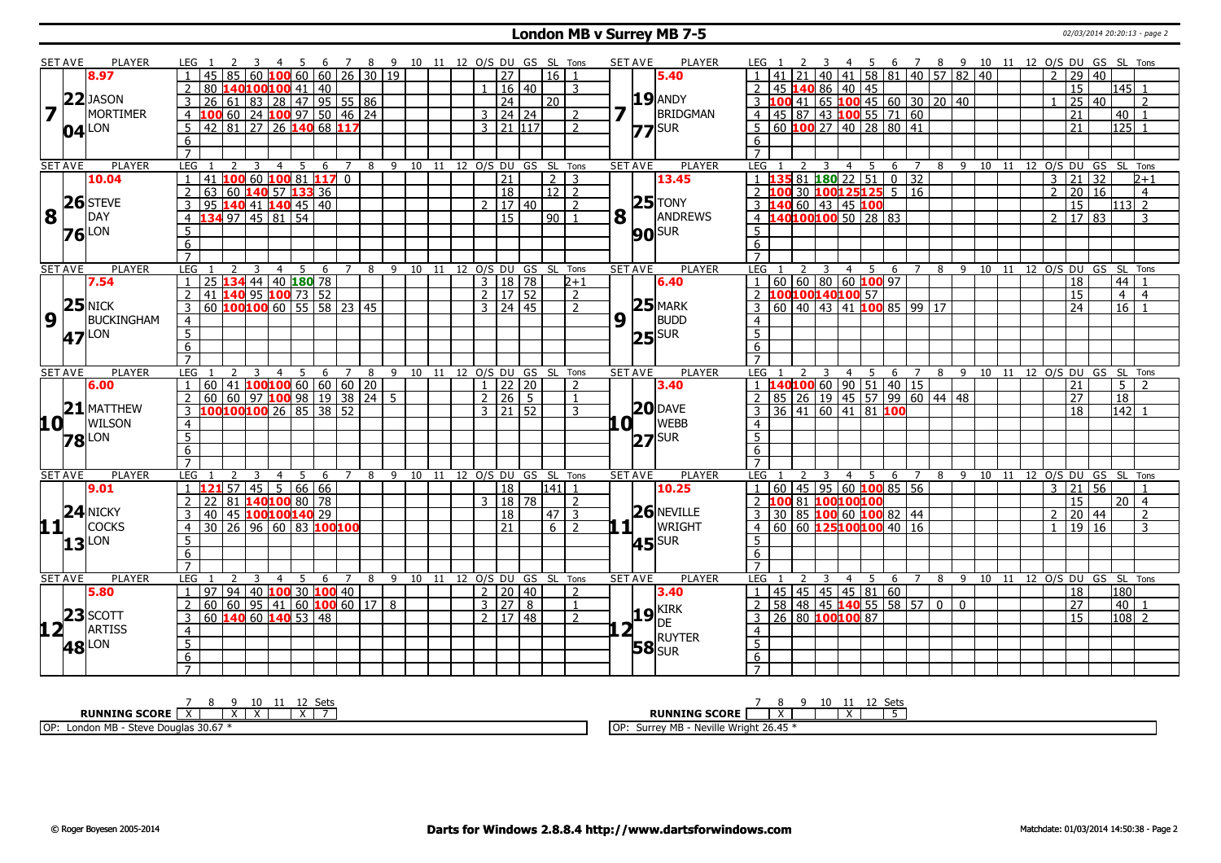# London MB v Surrey MB 7-5

| SET AVE | PLAYER | LEG | 1 | 2 | 3 | 4 | 5 | 6 | 7 | 8 | 9 | 10 | 11 | 12 | O/S | DU | GS | SL | Tons | SET AVE | PLAYER | LEG | 1 | 2 | 3 | 4 | 5 | 6 | 7 | 8 | 9 | 10 | 11 | 12 | O/S | DU | GS | SL | Tons |
|---|---|---|---|---|---|---|---|---|---|---|---|---|---|---|---|---|---|---|---|---|---|---|---|---|---|---|---|---|---|---|---|---|---|---|---|---|---|---|---|
| 8.97 | | 1 | 45 | 85 | 60 | 100 | 60 | 60 | 26 | 30 | 19 | | | | | 27 | | 16 | 1 | 5.40 | | 1 | 41 | 21 | 40 | 41 | 58 | 81 | 40 | 57 | 82 | 40 | | | 2 | 29 | 40 | | |
| 7 | 22 JASON MORTIMER | 2 | 80 | 140 | 100 | 100 | 41 | 40 | | | | | | | 1 | 16 | 40 | | 3 | 7 | 19 ANDY BRIDGMAN | 2 | 45 | 140 | 86 | 40 | 45 | | | | | | | | | 15 | | 145 | 1 |
| | | 3 | 26 | 61 | 83 | 28 | 47 | 95 | 55 | 86 | | | | | | 24 | | 20 | | | | 3 | 100 | 41 | 65 | 100 | 45 | 60 | 30 | 20 | 40 | | | | 1 | 25 | 40 | | 2 |
| | 04 LON | 4 | 100 | 60 | 24 | 100 | 97 | 50 | 46 | 24 | | | | | 3 | 24 | 24 | | 2 | | 77 SUR | 4 | 45 | 87 | 43 | 100 | 55 | 71 | 60 | | | | | | | 21 | | 40 | 1 |
| | | 5 | 42 | 81 | 27 | 26 | 140 | 68 | 117 | | | | | | 3 | 21 | 117 | | 2 | | | 5 | 60 | 100 | 27 | 40 | 28 | 80 | 41 | | | | | | | 21 | | 125 | 1 |
| 10.04 | | 1 | 41 | 100 | 60 | 100 | 81 | 117 | 0 | | | | | | | 21 | | 2 | 3 | 13.45 | | 1 | 135 | 81 | 180 | 22 | 51 | 0 | 32 | | | | | | 3 | 21 | 32 | | 2+1 |
| 8 | 26 STEVE DAY | 2 | 63 | 60 | 140 | 57 | 133 | 36 | | | | | | | | 18 | | 12 | 2 | 8 | 25 TONY ANDREWS | 2 | 100 | 30 | 100 | 125 | 125 | 5 | 16 | | | | | | 2 | 20 | 16 | | 4 |
| | | 3 | 95 | 140 | 41 | 140 | 45 | 40 | | | | | | | 2 | 17 | 40 | | 2 | | | 3 | 140 | 60 | 43 | 45 | 100 | | | | | | | | | 15 | | 113 | 2 |
| | 76 LON | 4 | 134 | 97 | 45 | 81 | 54 | | | | | | | | | 15 | | 90 | 1 | | 90 SUR | 4 | 140 | 100 | 100 | 50 | 28 | 83 | | | | | | | 2 | 17 | 83 | | 3 |
| 7.54 | | 1 | 25 | 134 | 44 | 40 | 180 | 78 | | | | | | | 3 | 18 | 78 | | 2+1 | 6.40 | | 1 | 60 | 60 | 80 | 60 | 100 | 97 | | | | | | | | 18 | | 44 | 1 |
| 9 | 25 NICK BUCKINGHAM | 2 | 41 | 140 | 95 | 100 | 73 | 52 | | | | | | | 2 | 17 | 52 | | 2 | 9 | 25 MARK BUDD | 2 | 100 | 100 | 140 | 100 | 57 | | | | | | | | | 15 | | 4 | 4 |
| | 47 LON | 3 | 60 | 100 | 100 | 60 | 55 | 58 | 23 | 45 | | | | | 3 | 24 | 45 | | 2 | | 25 SUR | 3 | 60 | 40 | 43 | 41 | 100 | 85 | 99 | 17 | | | | | | 24 | | 16 | 1 |
| 6.00 | | 1 | 60 | 41 | 100 | 100 | 60 | 60 | 60 | 20 | | | | | 1 | 22 | 20 | | 2 | 3.40 | | 1 | 140 | 100 | 60 | 90 | 51 | 40 | 15 | | | | | | | 21 | | 5 | 2 |
| 10 | 21 MATTHEW WILSON | 2 | 60 | 60 | 97 | 100 | 98 | 19 | 38 | 24 | 5 | | | | 2 | 26 | 5 | | 1 | 10 | 20 DAVE WEBB | 2 | 85 | 26 | 19 | 45 | 57 | 99 | 60 | 44 | 48 | | | | | 27 | | 18 | |
| | 78 LON | 3 | 100 | 100 | 100 | 26 | 85 | 38 | 52 | | | | | | 3 | 21 | 52 | | 3 | | 27 SUR | 3 | 36 | 41 | 60 | 41 | 81 | 100 | | | | | | | | 18 | | 142 | 1 |
| 9.01 | | 1 | 121 | 57 | 45 | 5 | 66 | 66 | | | | | | | | 18 | | 141 | 1 | 10.25 | | 1 | 60 | 45 | 95 | 60 | 100 | 85 | 56 | | | | | | 3 | 21 | 56 | | 1 |
| 11 | 24 NICKY COCKS | 2 | 22 | 81 | 140 | 100 | 80 | 78 | | | | | | | 3 | 18 | 78 | | 2 | 11 | 26 NEVILLE WRIGHT | 2 | 100 | 81 | 100 | 100 | 100 | | | | | | | | | 15 | | 20 | 4 |
| | | 3 | 40 | 45 | 100 | 100 | 140 | 29 | | | | | | | | 18 | | 47 | 3 | | | 3 | 30 | 85 | 100 | 60 | 100 | 82 | 44 | | | | | | 2 | 20 | 44 | | 2 |
| | 13 LON | 4 | 30 | 26 | 96 | 60 | 83 | 100 | 100 | | | | | | | 21 | | 6 | 2 | | 45 SUR | 4 | 60 | 60 | 125 | 100 | 100 | 40 | 16 | | | | | | 1 | 19 | 16 | | 3 |
| 5.80 | | 1 | 97 | 94 | 40 | 100 | 30 | 100 | 40 | | | | | | 2 | 20 | 40 | | 2 | 3.40 | | 1 | 45 | 45 | 45 | 45 | 81 | 60 | | | | | | | | 18 | | 180 | |
| 12 | 23 SCOTT ARTISS | 2 | 60 | 60 | 95 | 41 | 60 | 100 | 60 | 17 | 8 | | | | 3 | 27 | 8 | | 1 | 12 | 19 KIRK DE RUYTER | 2 | 58 | 48 | 45 | 140 | 55 | 58 | 57 | 0 | 0 | | | | | 27 | | 40 | 1 |
| | 48 LON | 3 | 60 | 140 | 60 | 140 | 53 | 48 | | | | | | | 2 | 17 | 48 | | 2 | | 58 SUR | 3 | 26 | 80 | 100 | 100 | 87 | | | | | | | | | 15 | | 108 | 2 |

| RUNNING SCORE | 7 | 8 | 9 | 10 | 11 | 12 | Sets |
|---|---|---|---|---|---|---|---|
| London | X | | X | X | | X | 7 |
| Surrey | | X | | | X | | 5 |

OP: London MB - Steve Douglas 30.67 *

OP: Surrey MB - Neville Wright 26.45 *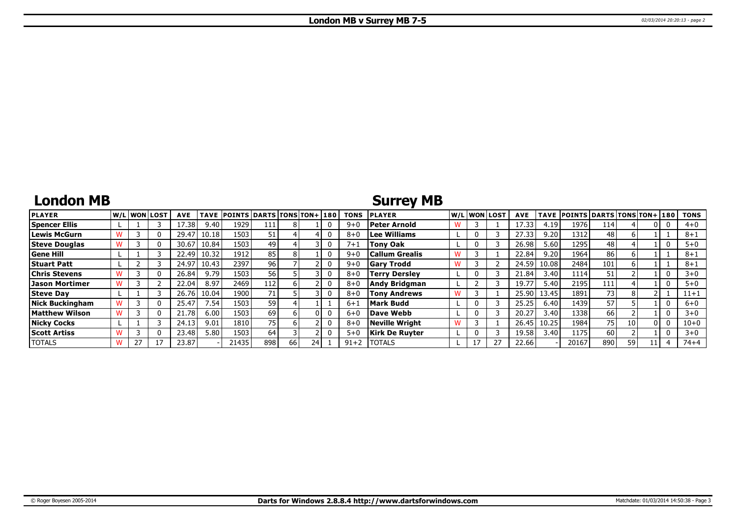# London MB v Surrey MB 7-5

## London MB

| PLAYER | W/L | WON | LOST | AVE | TAVE | POINTS | DARTS | TONS | TON+ | 180 | TONS |
|---|---|---|---|---|---|---|---|---|---|---|---|
| Spencer Ellis | L | 1 | 3 | 17.38 | 9.40 | 1929 | 111 | 8 | 1 | 0 | 9+0 |
| Lewis McGurn | W | 3 | 0 | 29.47 | 10.18 | 1503 | 51 | 4 | 4 | 0 | 8+0 |
| Steve Douglas | W | 3 | 0 | 30.67 | 10.84 | 1503 | 49 | 4 | 3 | 0 | 7+1 |
| Gene Hill | L | 1 | 3 | 22.49 | 10.32 | 1912 | 85 | 8 | 1 | 0 | 9+0 |
| Stuart Patt | L | 2 | 3 | 24.97 | 10.43 | 2397 | 96 | 7 | 2 | 0 | 9+0 |
| Chris Stevens | W | 3 | 0 | 26.84 | 9.79 | 1503 | 56 | 5 | 3 | 0 | 8+0 |
| Jason Mortimer | W | 3 | 2 | 22.04 | 8.97 | 2469 | 112 | 6 | 2 | 0 | 8+0 |
| Steve Day | L | 1 | 3 | 26.76 | 10.04 | 1900 | 71 | 5 | 3 | 0 | 8+0 |
| Nick Buckingham | W | 3 | 0 | 25.47 | 7.54 | 1503 | 59 | 4 | 1 | 1 | 6+1 |
| Matthew Wilson | W | 3 | 0 | 21.78 | 6.00 | 1503 | 69 | 6 | 0 | 0 | 6+0 |
| Nicky Cocks | L | 1 | 3 | 24.13 | 9.01 | 1810 | 75 | 6 | 2 | 0 | 8+0 |
| Scott Artiss | W | 3 | 0 | 23.48 | 5.80 | 1503 | 64 | 3 | 2 | 0 | 5+0 |
| TOTALS | W | 27 | 17 | 23.87 | - | 21435 | 898 | 66 | 24 | 1 | 91+2 |

## Surrey MB

| PLAYER | W/L | WON | LOST | AVE | TAVE | POINTS | DARTS | TONS | TON+ | 180 | TONS |
|---|---|---|---|---|---|---|---|---|---|---|---|
| Peter Arnold | W | 3 | 1 | 17.33 | 4.19 | 1976 | 114 | 4 | 0 | 0 | 4+0 |
| Lee Williams | L | 0 | 3 | 27.33 | 9.20 | 1312 | 48 | 6 | 1 | 1 | 8+1 |
| Tony Oak | L | 0 | 3 | 26.98 | 5.60 | 1295 | 48 | 4 | 1 | 0 | 5+0 |
| Callum Grealis | W | 3 | 1 | 22.84 | 9.20 | 1964 | 86 | 6 | 1 | 1 | 8+1 |
| Gary Trodd | W | 3 | 2 | 24.59 | 10.08 | 2484 | 101 | 6 | 1 | 1 | 8+1 |
| Terry Dersley | L | 0 | 3 | 21.84 | 3.40 | 1114 | 51 | 2 | 1 | 0 | 3+0 |
| Andy Bridgman | L | 2 | 3 | 19.77 | 5.40 | 2195 | 111 | 4 | 1 | 0 | 5+0 |
| Tony Andrews | W | 3 | 1 | 25.90 | 13.45 | 1891 | 73 | 8 | 2 | 1 | 11+1 |
| Mark Budd | L | 0 | 3 | 25.25 | 6.40 | 1439 | 57 | 5 | 1 | 0 | 6+0 |
| Dave Webb | L | 0 | 3 | 20.27 | 3.40 | 1338 | 66 | 2 | 1 | 0 | 3+0 |
| Neville Wright | W | 3 | 1 | 26.45 | 10.25 | 1984 | 75 | 10 | 0 | 0 | 10+0 |
| Kirk De Ruyter | L | 0 | 3 | 19.58 | 3.40 | 1175 | 60 | 2 | 1 | 0 | 3+0 |
| TOTALS | L | 17 | 27 | 22.66 | - | 20167 | 890 | 59 | 11 | 4 | 74+4 |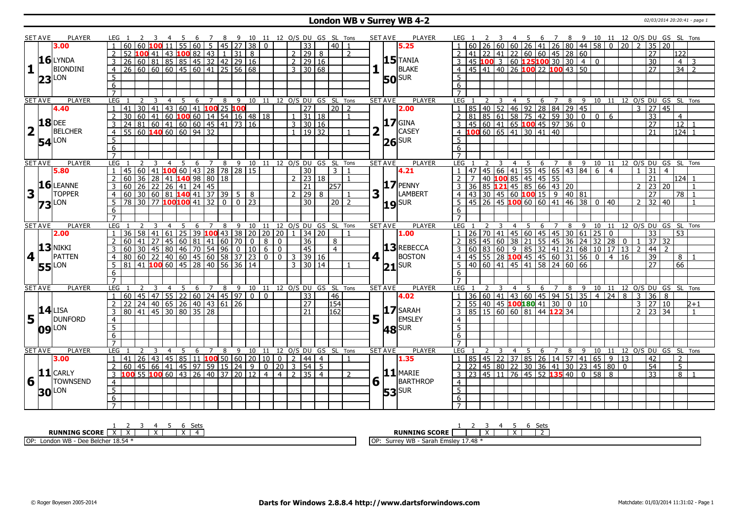# London WB v Surrey WB 4-2

02/03/2014 20:20:41 - page 1

| SET AVE | PLAYER | LEG | 1 | 2 | 3 | 4 | 5 | 6 | 7 | 8 | 9 | 10 | 11 | 12 | O/S | DU | GS | SL | Tons |
|---|---|---|---|---|---|---|---|---|---|---|---|---|---|---|---|---|---|---|---|
| 3.00 | 16 LYNDA BIONDINI | 1 | 60 | 60 | 100 | 11 | 55 | 60 | 5 | 45 | 27 | 38 | 0 | | | 33 | | 40 | 1 |
| 1 | | 2 | 52 | 100 | 41 | 43 | 100 | 82 | 43 | 1 | 31 | 8 | | | 2 | 29 | 8 | | 2 |
| 23 LON | | 3 | 26 | 60 | 81 | 85 | 85 | 45 | 32 | 42 | 29 | 16 | | | 2 | 29 | 16 | | |
| | | 4 | 26 | 60 | 60 | 60 | 45 | 60 | 41 | 25 | 56 | 68 | | | 3 | 30 | 68 | | |

| SET AVE | PLAYER | LEG | 1 | 2 | 3 | 4 | 5 | 6 | 7 | 8 | 9 | 10 | 11 | 12 | O/S | DU | GS | SL | Tons |
|---|---|---|---|---|---|---|---|---|---|---|---|---|---|---|---|---|---|---|---|
| 5.25 | 15 TANIA BLAKE | 1 | 60 | 26 | 60 | 60 | 26 | 41 | 26 | 80 | 44 | 58 | 0 | 20 | 2 | 35 | 20 | | |
| 1 | | 2 | 41 | 22 | 41 | 22 | 60 | 60 | 45 | 28 | 60 | | | | | 27 | | 122 | |
| 50 SUR | | 3 | 45 | 100 | 3 | 60 | 125 | 100 | 30 | 30 | 4 | 0 | | | | 30 | | 4 | 3 |
| | | 4 | 45 | 41 | 40 | 26 | 100 | 22 | 100 | 43 | 50 | | | | | 27 | | 34 | 2 |

| SET AVE | PLAYER | LEG | 1 | 2 | 3 | 4 | 5 | 6 | 7 | 8 | 9 | 10 | 11 | 12 | O/S | DU | GS | SL | Tons |
|---|---|---|---|---|---|---|---|---|---|---|---|---|---|---|---|---|---|---|---|
| 4.40 | 18 DEE BELCHER | 1 | 41 | 30 | 41 | 43 | 60 | 41 | 100 | 25 | 100 | | | | | 27 | | 20 | 2 |
| 2 | | 2 | 30 | 60 | 41 | 60 | 100 | 60 | 14 | 54 | 16 | 48 | 18 | | 1 | 31 | 18 | | 1 |
| 54 LON | | 3 | 24 | 81 | 60 | 41 | 60 | 60 | 45 | 41 | 73 | 16 | | | 3 | 30 | 16 | | |
| | | 4 | 55 | 60 | 140 | 60 | 60 | 94 | 32 | | | | | | 1 | 19 | 32 | | 1 |

| SET AVE | PLAYER | LEG | 1 | 2 | 3 | 4 | 5 | 6 | 7 | 8 | 9 | 10 | 11 | 12 | O/S | DU | GS | SL | Tons |
|---|---|---|---|---|---|---|---|---|---|---|---|---|---|---|---|---|---|---|---|
| 2.00 | 17 GINA CASEY | 1 | 85 | 40 | 52 | 46 | 92 | 28 | 84 | 29 | 45 | | | | 3 | 27 | 45 | | |
| 2 | | 2 | 81 | 85 | 61 | 58 | 75 | 42 | 59 | 30 | 0 | 0 | 6 | | | 33 | | 4 | |
| 26 SUR | | 3 | 45 | 60 | 41 | 65 | 100 | 45 | 97 | 36 | 0 | | | | | 27 | | 12 | 1 |
| | | 4 | 100 | 60 | 65 | 41 | 30 | 41 | 40 | | | | | | | 21 | | 124 | 1 |

| SET AVE | PLAYER | LEG | 1 | 2 | 3 | 4 | 5 | 6 | 7 | 8 | 9 | 10 | 11 | 12 | O/S | DU | GS | SL | Tons |
|---|---|---|---|---|---|---|---|---|---|---|---|---|---|---|---|---|---|---|---|
| 5.80 | 16 LEANNE TOPPER | 1 | 45 | 60 | 41 | 100 | 60 | 43 | 28 | 78 | 28 | 15 | | | | 30 | | 3 | 1 |
| 3 | | 2 | 60 | 36 | 28 | 41 | 140 | 98 | 80 | 18 | | | | | 2 | 23 | 18 | | 1 |
| 73 LON | | 3 | 60 | 26 | 22 | 26 | 41 | 24 | 45 | | | | | | | 21 | | 257 | |
| | | 4 | 60 | 30 | 60 | 81 | 140 | 41 | 37 | 39 | 5 | 8 | | | 2 | 29 | 8 | | 1 |
| | | 5 | 78 | 30 | 77 | 100 | 100 | 41 | 32 | 0 | 0 | 23 | | | | 30 | | 20 | 2 |

| SET AVE | PLAYER | LEG | 1 | 2 | 3 | 4 | 5 | 6 | 7 | 8 | 9 | 10 | 11 | 12 | O/S | DU | GS | SL | Tons |
|---|---|---|---|---|---|---|---|---|---|---|---|---|---|---|---|---|---|---|---|
| 4.21 | 17 PENNY LAMBERT | 1 | 47 | 45 | 66 | 41 | 55 | 45 | 65 | 43 | 84 | 6 | 4 | | 1 | 31 | 4 | | |
| 3 | | 2 | 7 | 40 | 100 | 85 | 45 | 45 | 55 | | | | | | | 21 | | 124 | 1 |
| 19 SUR | | 3 | 36 | 85 | 121 | 45 | 85 | 66 | 43 | 20 | | | | | 2 | 23 | 20 | | 1 |
| | | 4 | 43 | 30 | 45 | 60 | 100 | 15 | 9 | 40 | 81 | | | | | 27 | | 78 | 1 |
| | | 5 | 45 | 26 | 45 | 100 | 60 | 60 | 41 | 46 | 38 | 0 | 40 | | 2 | 32 | 40 | | 1 |

| SET AVE | PLAYER | LEG | 1 | 2 | 3 | 4 | 5 | 6 | 7 | 8 | 9 | 10 | 11 | 12 | O/S | DU | GS | SL | Tons |
|---|---|---|---|---|---|---|---|---|---|---|---|---|---|---|---|---|---|---|---|
| 2.00 | 13 NIKKI PATTEN | 1 | 36 | 58 | 41 | 61 | 25 | 39 | 100 | 43 | 38 | 20 | 20 | 20 | 1 | 34 | 20 | | 1 |
| 4 | | 2 | 60 | 41 | 27 | 45 | 60 | 81 | 41 | 60 | 70 | 0 | 8 | 0 | | 36 | | 8 | |
| 55 LON | | 3 | 60 | 30 | 45 | 80 | 46 | 70 | 54 | 96 | 0 | 10 | 6 | 0 | | 45 | | 4 | |
| | | 4 | 80 | 60 | 22 | 40 | 60 | 45 | 60 | 58 | 37 | 23 | 0 | 0 | 3 | 39 | 16 | | |
| | | 5 | 81 | 41 | 100 | 60 | 45 | 28 | 40 | 56 | 36 | 14 | | | 3 | 30 | 14 | | 1 |

| SET AVE | PLAYER | LEG | 1 | 2 | 3 | 4 | 5 | 6 | 7 | 8 | 9 | 10 | 11 | 12 | O/S | DU | GS | SL | Tons |
|---|---|---|---|---|---|---|---|---|---|---|---|---|---|---|---|---|---|---|---|
| 1.00 | 13 REBECCA BOSTON | 1 | 26 | 70 | 41 | 45 | 60 | 45 | 45 | 30 | 61 | 25 | 0 | | | 33 | | 53 | |
| 4 | | 2 | 85 | 45 | 60 | 38 | 21 | 55 | 45 | 36 | 24 | 32 | 28 | 0 | 1 | 37 | 32 | | |
| 21 SUR | | 3 | 60 | 83 | 60 | 9 | 85 | 32 | 41 | 21 | 68 | 10 | 17 | 13 | 2 | 44 | 2 | | |
| | | 4 | 45 | 55 | 28 | 100 | 45 | 45 | 60 | 31 | 56 | 0 | 4 | 16 | | 39 | | 8 | 1 |
| | | 5 | 40 | 60 | 41 | 45 | 41 | 58 | 24 | 60 | 66 | | | | | 27 | | 66 | |

| SET AVE | PLAYER | LEG | 1 | 2 | 3 | 4 | 5 | 6 | 7 | 8 | 9 | 10 | 11 | 12 | O/S | DU | GS | SL | Tons |
|---|---|---|---|---|---|---|---|---|---|---|---|---|---|---|---|---|---|---|---|
| | 14 LISA DUNFORD | 1 | 60 | 45 | 47 | 55 | 22 | 60 | 24 | 45 | 97 | 0 | 0 | | | 33 | | 46 | |
| 5 | | 2 | 22 | 24 | 40 | 65 | 26 | 40 | 43 | 61 | 26 | | | | | 27 | | 154 | |
| 09 LON | | 3 | 80 | 41 | 45 | 30 | 80 | 35 | 28 | | | | | | | 21 | | 162 | |

| SET AVE | PLAYER | LEG | 1 | 2 | 3 | 4 | 5 | 6 | 7 | 8 | 9 | 10 | 11 | 12 | O/S | DU | GS | SL | Tons |
|---|---|---|---|---|---|---|---|---|---|---|---|---|---|---|---|---|---|---|---|
| 4.02 | 17 SARAH EMSLEY | 1 | 36 | 60 | 41 | 43 | 60 | 45 | 94 | 51 | 35 | 4 | 24 | 8 | 3 | 36 | 8 | | |
| 5 | | 2 | 55 | 40 | 45 | 100 | 180 | 41 | 30 | 0 | 10 | | | | 3 | 27 | 10 | | 2+1 |
| 48 SUR | | 3 | 85 | 15 | 60 | 60 | 81 | 44 | 122 | 34 | | | | | 2 | 23 | 34 | | 1 |

| SET AVE | PLAYER | LEG | 1 | 2 | 3 | 4 | 5 | 6 | 7 | 8 | 9 | 10 | 11 | 12 | O/S | DU | GS | SL | Tons |
|---|---|---|---|---|---|---|---|---|---|---|---|---|---|---|---|---|---|---|---|
| 3.00 | 11 CARLY TOWNSEND | 1 | 41 | 26 | 43 | 45 | 85 | 11 | 100 | 50 | 60 | 20 | 10 | 0 | 2 | 44 | 4 | | 1 |
| 6 | | 2 | 60 | 45 | 66 | 41 | 45 | 97 | 59 | 15 | 24 | 9 | 0 | 20 | 3 | 54 | 5 | | |
| 30 LON | | 3 | 100 | 55 | 100 | 60 | 43 | 26 | 40 | 37 | 20 | 12 | 4 | 4 | 2 | 35 | 4 | | 2 |

| SET AVE | PLAYER | LEG | 1 | 2 | 3 | 4 | 5 | 6 | 7 | 8 | 9 | 10 | 11 | 12 | O/S | DU | GS | SL | Tons |
|---|---|---|---|---|---|---|---|---|---|---|---|---|---|---|---|---|---|---|---|
| 1.35 | 11 MARIE BARTHROP | 1 | 85 | 45 | 22 | 37 | 85 | 26 | 14 | 57 | 41 | 65 | 9 | 13 | | 42 | | 2 | |
| 6 | | 2 | 22 | 45 | 80 | 22 | 30 | 36 | 41 | 30 | 23 | 45 | 80 | 0 | | 54 | | 5 | |
| 53 SUR | | 3 | 23 | 45 | 11 | 76 | 45 | 52 | 135 | 40 | 0 | 58 | 8 | | | 33 | | 8 | 1 |

| RUNNING SCORE | 1 | 2 | 3 | 4 | 5 | 6 | Sets |
|---|---|---|---|---|---|---|---|
| London WB | X | X | | X | | X | 4 |
| Surrey WB | | | X | | X | | 2 |

OP: London WB - Dee Belcher 18.54 *

OP: Surrey WB - Sarah Emsley 17.48 *

© Roger Boyesen 2005-2014 **Darts for Windows 2.8.8.4 http://www.dartsforwindows.com** Matchdate: 01/03/2014 11:31:02 - Page 1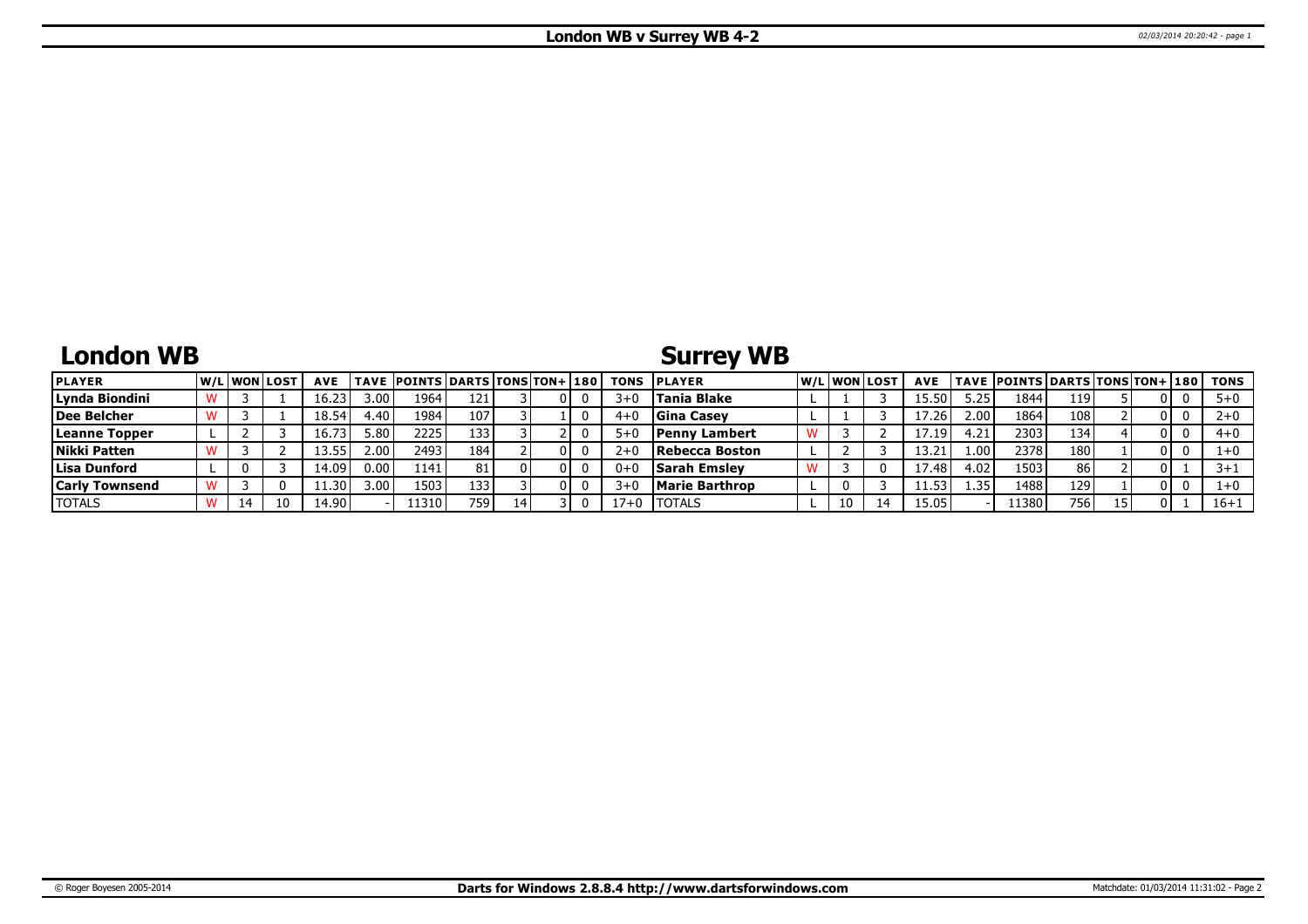# London WB v Surrey WB 4-2

## London WB

| PLAYER | W/L | WON | LOST | AVE | TAVE | POINTS | DARTS | TONS | TON+ | 180 | TONS |
|---|---|---|---|---|---|---|---|---|---|---|---|
| Lynda Biondini | W | 3 | 1 | 16.23 | 3.00 | 1964 | 121 | 3 | 0 | 0 | 3+0 |
| Dee Belcher | W | 3 | 1 | 18.54 | 4.40 | 1984 | 107 | 3 | 1 | 0 | 4+0 |
| Leanne Topper | L | 2 | 3 | 16.73 | 5.80 | 2225 | 133 | 3 | 2 | 0 | 5+0 |
| Nikki Patten | W | 3 | 2 | 13.55 | 2.00 | 2493 | 184 | 2 | 0 | 0 | 2+0 |
| Lisa Dunford | L | 0 | 3 | 14.09 | 0.00 | 1141 | 81 | 0 | 0 | 0 | 0+0 |
| Carly Townsend | W | 3 | 0 | 11.30 | 3.00 | 1503 | 133 | 3 | 0 | 0 | 3+0 |
| TOTALS | W | 14 | 10 | 14.90 | - | 11310 | 759 | 14 | 3 | 0 | 17+0 |

## Surrey WB

| PLAYER | W/L | WON | LOST | AVE | TAVE | POINTS | DARTS | TONS | TON+ | 180 | TONS |
|---|---|---|---|---|---|---|---|---|---|---|---|
| Tania Blake | L | 1 | 3 | 15.50 | 5.25 | 1844 | 119 | 5 | 0 | 0 | 5+0 |
| Gina Casey | L | 1 | 3 | 17.26 | 2.00 | 1864 | 108 | 2 | 0 | 0 | 2+0 |
| Penny Lambert | W | 3 | 2 | 17.19 | 4.21 | 2303 | 134 | 4 | 0 | 0 | 4+0 |
| Rebecca Boston | L | 2 | 3 | 13.21 | 1.00 | 2378 | 180 | 1 | 0 | 0 | 1+0 |
| Sarah Emsley | W | 3 | 0 | 17.48 | 4.02 | 1503 | 86 | 2 | 0 | 1 | 3+1 |
| Marie Barthrop | L | 0 | 3 | 11.53 | 1.35 | 1488 | 129 | 1 | 0 | 0 | 1+0 |
| TOTALS | L | 10 | 14 | 15.05 | - | 11380 | 756 | 15 | 0 | 1 | 16+1 |